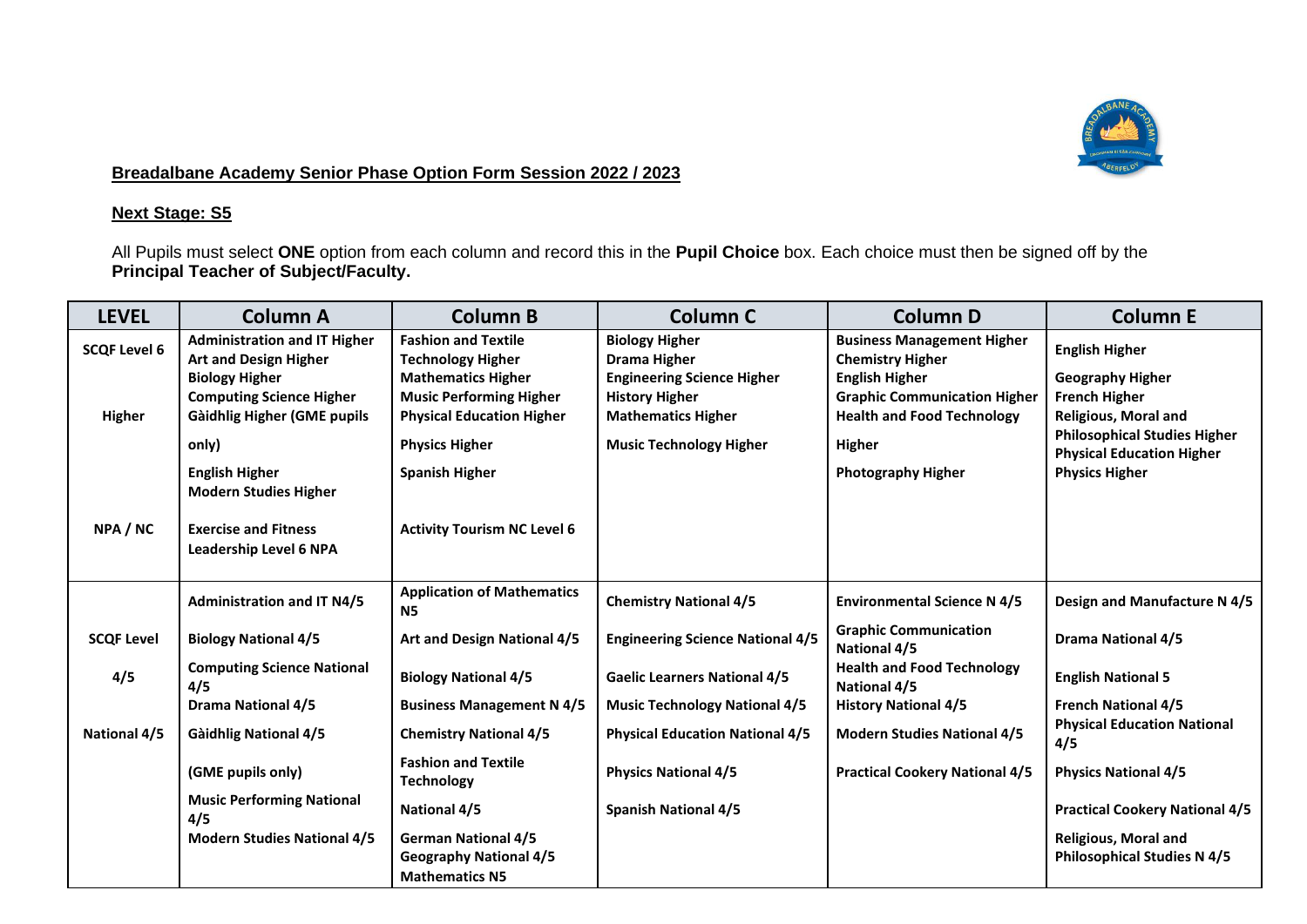**Breadalbane Academy Senior Phase Option Form Session 2022 / 2023**

**Next Stage: S5**

All Pupils must select **ONE** option from each column and record this in the **Pupil Choice** box. Each choice must then be signed off by the **Principal Teacher of Subject/Faculty.**

| LEVEL | Column A | Column B | Column C | Column D | Column E |
|---|---|---|---|---|---|
| SCQF Level 6<br><br>Higher | Administration and IT Higher<br>Art and Design Higher<br>Biology Higher<br>Computing Science Higher<br>Gàidhlig Higher (GME pupils only)<br>English Higher<br>Modern Studies Higher | Fashion and Textile Technology Higher<br>Mathematics Higher<br>Music Performing Higher<br>Physical Education Higher<br>Physics Higher<br>Spanish Higher | Biology Higher<br>Drama Higher<br>Engineering Science Higher<br>History Higher<br>Mathematics Higher<br>Music Technology Higher | Business Management Higher<br>Chemistry Higher<br>English Higher<br>Graphic Communication Higher<br>Health and Food Technology Higher<br>Photography Higher | English Higher<br>Geography Higher<br>French Higher<br>Religious, Moral and Philosophical Studies Higher<br>Physical Education Higher<br>Physics Higher |
| NPA / NC | Exercise and Fitness Leadership Level 6 NPA | Activity Tourism NC Level 6 | | | |
| SCQF Level<br><br>4/5<br><br>National 4/5 | Administration and IT N4/5<br>Biology National 4/5<br>Computing Science National 4/5<br>Drama National 4/5<br>Gàidhlig National 4/5 (GME pupils only)<br>Music Performing National 4/5<br>Modern Studies National 4/5 | Application of Mathematics N5<br>Art and Design National 4/5<br>Biology National 4/5<br>Business Management N 4/5<br>Chemistry National 4/5<br>Fashion and Textile Technology National 4/5<br>German National 4/5<br>Geography National 4/5<br>Mathematics N5 | Chemistry National 4/5<br>Engineering Science National 4/5<br>Gaelic Learners National 4/5<br>Music Technology National 4/5<br>Physical Education National 4/5<br>Physics National 4/5<br>Spanish National 4/5 | Environmental Science N 4/5<br>Graphic Communication National 4/5<br>Health and Food Technology National 4/5<br>History National 4/5<br>Modern Studies National 4/5<br>Practical Cookery National 4/5 | Design and Manufacture N 4/5<br>Drama National 4/5<br>English National 5<br>French National 4/5<br>Physical Education National 4/5<br>Physics National 4/5<br>Practical Cookery National 4/5<br>Religious, Moral and Philosophical Studies N 4/5 |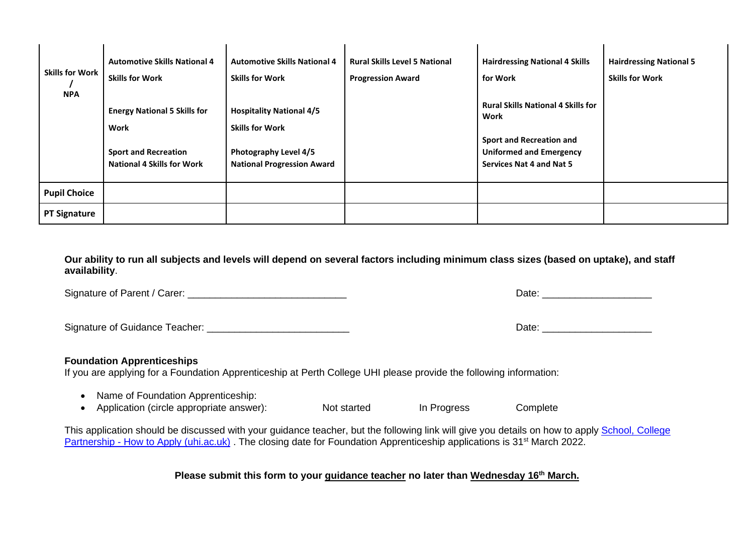| | | | | | |
|---|---|---|---|---|---|
| **Skills for Work / NPA** | **Automotive Skills National 4 Skills for Work**<br><br>**Energy National 5 Skills for Work**<br><br>**Sport and Recreation National 4 Skills for Work** | **Automotive Skills National 4 Skills for Work**<br><br>**Hospitality National 4/5 Skills for Work**<br><br>**Photography Level 4/5 National Progression Award** | **Rural Skills Level 5 National Progression Award** | **Hairdressing National 4 Skills for Work**<br><br>**Rural Skills National 4 Skills for Work**<br><br>**Sport and Recreation and Uniformed and Emergency Services Nat 4 and Nat 5** | **Hairdressing National 5 Skills for Work** |
| **Pupil Choice** | | | | | |
| **PT Signature** | | | | | |

**Our ability to run all subjects and levels will depend on several factors including minimum class sizes (based on uptake), and staff availability**.

Signature of Parent / Carer: ____________________________ Date: ___________________

Signature of Guidance Teacher: _________________________ Date: ___________________

**Foundation Apprenticeships**

If you are applying for a Foundation Apprenticeship at Perth College UHI please provide the following information:

- Name of Foundation Apprenticeship:
- Application (circle appropriate answer): Not started In Progress Complete

This application should be discussed with your guidance teacher, but the following link will give you details on how to apply [School, College Partnership - How to Apply (uhi.ac.uk)](uhi.ac.uk) . The closing date for Foundation Apprenticeship applications is 31st March 2022.

**Please submit this form to your guidance teacher no later than Wednesday 16th March.**